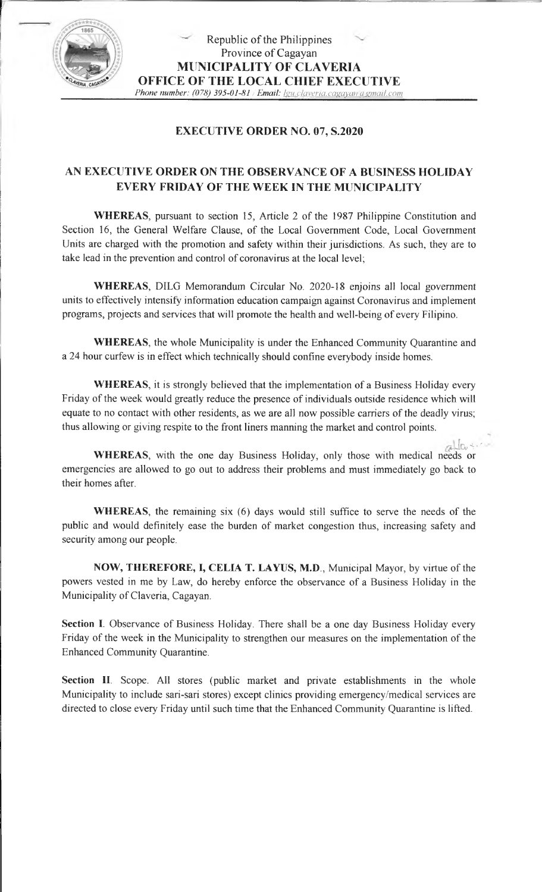Republic of the Philippines
Province of Cagayan
**MUNICIPALITY OF CLAVERIA**
**OFFICE OF THE LOCAL CHIEF EXECUTIVE**
*Phone number: (078) 395-01-81 / Email: lgu.claveria.cagayan@gmail.com*

## EXECUTIVE ORDER NO. 07, S.2020

## AN EXECUTIVE ORDER ON THE OBSERVANCE OF A BUSINESS HOLIDAY EVERY FRIDAY OF THE WEEK IN THE MUNICIPALITY

**WHEREAS**, pursuant to section 15, Article 2 of the 1987 Philippine Constitution and Section 16, the General Welfare Clause, of the Local Government Code, Local Government Units are charged with the promotion and safety within their jurisdictions. As such, they are to take lead in the prevention and control of coronavirus at the local level;

**WHEREAS**, DILG Memorandum Circular No. 2020-18 enjoins all local government units to effectively intensify information education campaign against Coronavirus and implement programs, projects and services that will promote the health and well-being of every Filipino.

**WHEREAS**, the whole Municipality is under the Enhanced Community Quarantine and a 24 hour curfew is in effect which technically should confine everybody inside homes.

**WHEREAS**, it is strongly believed that the implementation of a Business Holiday every Friday of the week would greatly reduce the presence of individuals outside residence which will equate to no contact with other residents, as we are all now possible carriers of the deadly virus; thus allowing or giving respite to the front liners manning the market and control points.

**WHEREAS**, with the one day Business Holiday, only those with medical needs or emergencies are allowed to go out to address their problems and must immediately go back to their homes after.

**WHEREAS**, the remaining six (6) days would still suffice to serve the needs of the public and would definitely ease the burden of market congestion thus, increasing safety and security among our people.

**NOW, THEREFORE, I, CELIA T. LAYUS, M.D.**, Municipal Mayor, by virtue of the powers vested in me by Law, do hereby enforce the observance of a Business Holiday in the Municipality of Claveria, Cagayan.

**Section I**. Observance of Business Holiday. There shall be a one day Business Holiday every Friday of the week in the Municipality to strengthen our measures on the implementation of the Enhanced Community Quarantine.

**Section II**. Scope. All stores (public market and private establishments in the whole Municipality to include sari-sari stores) except clinics providing emergency/medical services are directed to close every Friday until such time that the Enhanced Community Quarantine is lifted.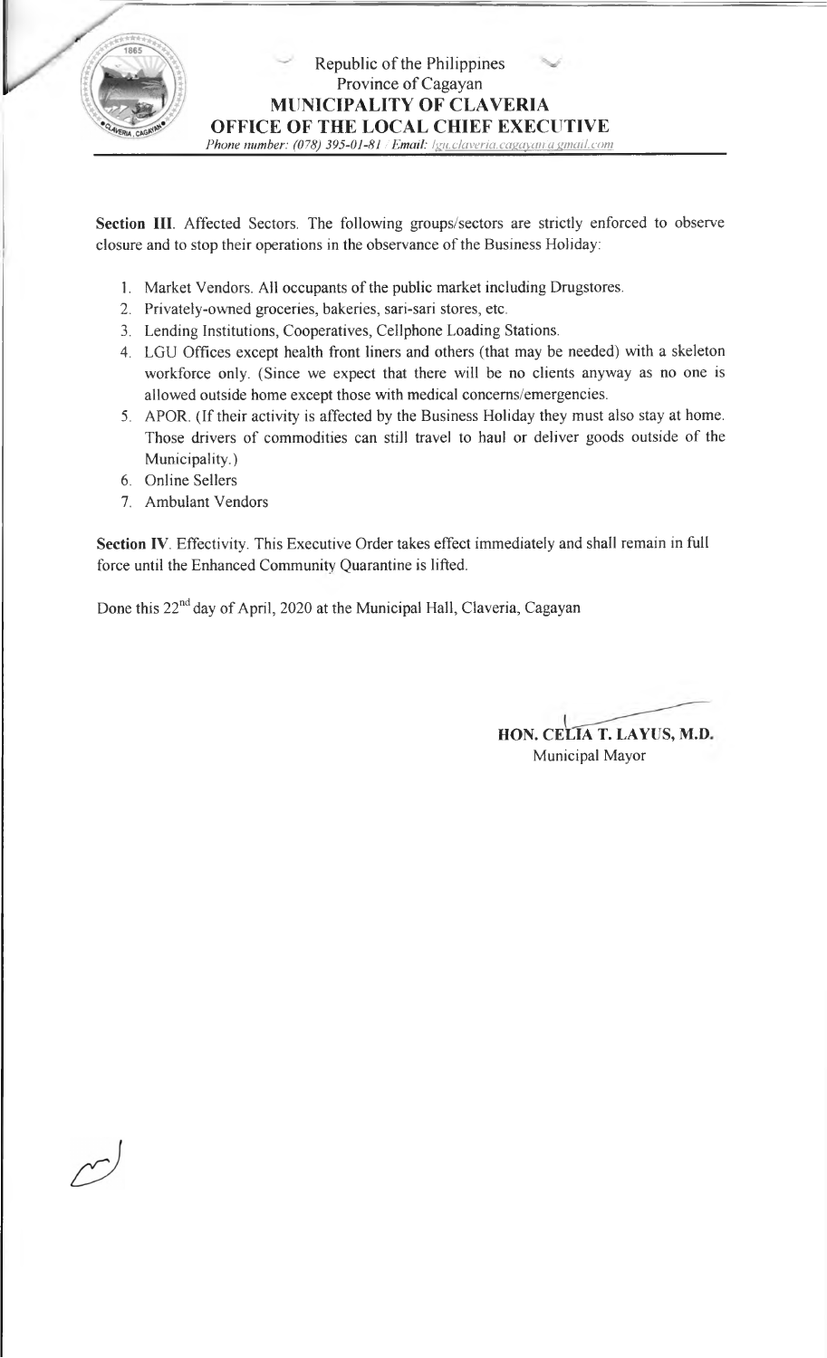Republic of the Philippines
Province of Cagayan
**MUNICIPALITY OF CLAVERIA**
**OFFICE OF THE LOCAL CHIEF EXECUTIVE**
*Phone number: (078) 395-01-81 / Email: lgu.claveria.cagayan@gmail.com*

**Section III**. Affected Sectors. The following groups/sectors are strictly enforced to observe closure and to stop their operations in the observance of the Business Holiday:

1. Market Vendors. All occupants of the public market including Drugstores.
2. Privately-owned groceries, bakeries, sari-sari stores, etc.
3. Lending Institutions, Cooperatives, Cellphone Loading Stations.
4. LGU Offices except health front liners and others (that may be needed) with a skeleton workforce only. (Since we expect that there will be no clients anyway as no one is allowed outside home except those with medical concerns/emergencies.
5. APOR. (If their activity is affected by the Business Holiday they must also stay at home. Those drivers of commodities can still travel to haul or deliver goods outside of the Municipality.)
6. Online Sellers
7. Ambulant Vendors

**Section IV**. Effectivity. This Executive Order takes effect immediately and shall remain in full force until the Enhanced Community Quarantine is lifted.

Done this 22nd day of April, 2020 at the Municipal Hall, Claveria, Cagayan

**HON. CELIA T. LAYUS, M.D.**
Municipal Mayor